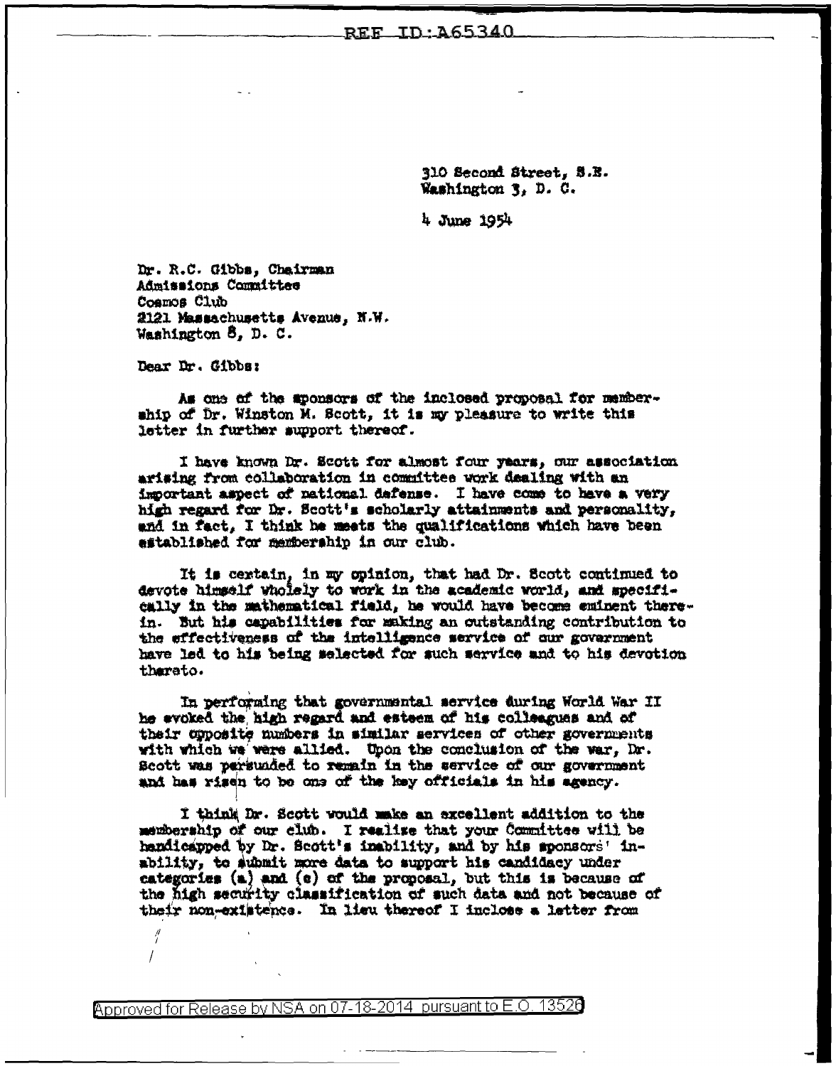310 Second Street, S.E.
Washington 3, D. C.

4 June 1954

Dr. R.C. Gibbs, Chairman
Admissions Committee
Cosmos Club
2121 Massachusetts Avenue, N.W.
Washington 8, D. C.

Dear Dr. Gibbs:

As one of the sponsors of the inclosed proposal for membership of Dr. Winston M. Scott, it is my pleasure to write this letter in further support thereof.

I have known Dr. Scott for almost four years, our association arising from collaboration in committee work dealing with an important aspect of national defense. I have come to have a very high regard for Dr. Scott's scholarly attainments and personality, and in fact, I think he meets the qualifications which have been established for membership in our club.

It is certain, in my opinion, that had Dr. Scott continued to devote himself wholely to work in the academic world, and specifically in the mathematical field, he would have become eminent therein. But his capabilities for making an outstanding contribution to the effectiveness of the intelligence service of our government have led to his being selected for such service and to his devotion thereto.

In performing that governmental service during World War II he evoked the high regard and esteem of his colleagues and of their opposite numbers in similar services of other governments with which we were allied. Upon the conclusion of the war, Dr. Scott was persuaded to remain in the service of our government and has risen to be one of the key officials in his agency.

I think Dr. Scott would make an excellent addition to the membership of our club. I realize that your Committee will be handicapped by Dr. Scott's inability, and by his sponsors' inability, to submit more data to support his candidacy under categories (a) and (e) of the proposal, but this is because of the high security classification of such data and not because of their non-existence. In lieu thereof I inclose a letter from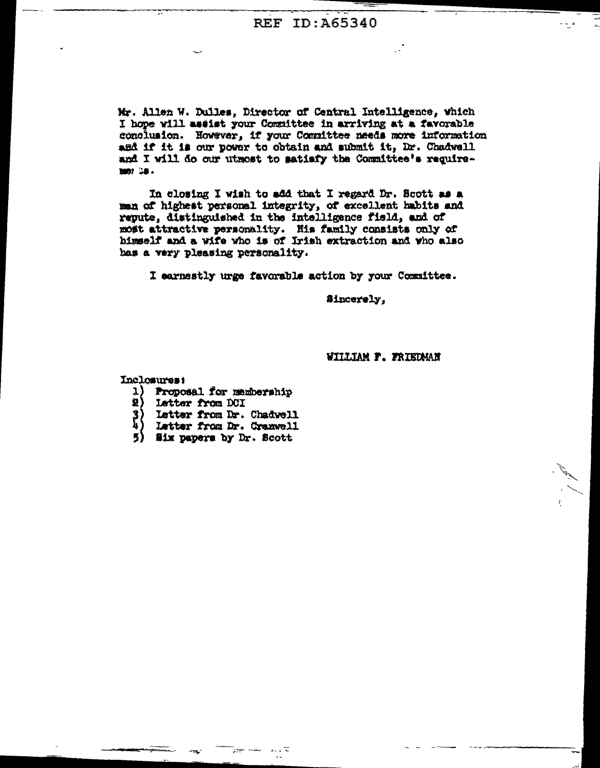Mr. Allen W. Dulles, Director of Central Intelligence, which I hope will assist your Committee in arriving at a favorable conclusion. However, if your Committee needs more information and if it is our power to obtain and submit it, Dr. Chadwell and I will do our utmost to satisfy the Committee's requirements.

In closing I wish to add that I regard Dr. Scott as a man of highest personal integrity, of excellent habits and repute, distinguished in the intelligence field, and of most attractive personality. His family consists only of himself and a wife who is of Irish extraction and who also has a very pleasing personality.

I earnestly urge favorable action by your Committee.

Sincerely,

WILLIAM F. FRIEDMAN

Inclosures:

1) Proposal for membership
2) Letter from DCI
3) Letter from Dr. Chadwell
4) Letter from Dr. Cranwell
5) Six papers by Dr. Scott